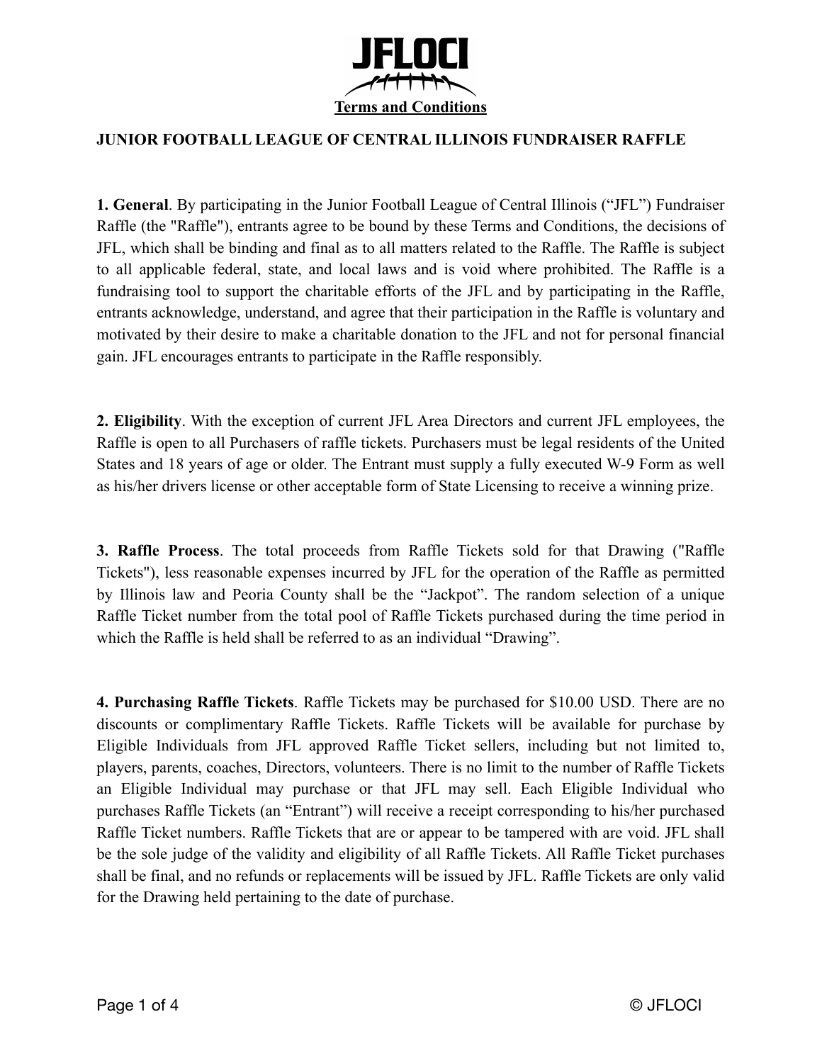# JFLOCI

**Terms and Conditions**

## JUNIOR FOOTBALL LEAGUE OF CENTRAL ILLINOIS FUNDRAISER RAFFLE

**1. General**. By participating in the Junior Football League of Central Illinois ("JFL") Fundraiser Raffle (the "Raffle"), entrants agree to be bound by these Terms and Conditions, the decisions of JFL, which shall be binding and final as to all matters related to the Raffle. The Raffle is subject to all applicable federal, state, and local laws and is void where prohibited. The Raffle is a fundraising tool to support the charitable efforts of the JFL and by participating in the Raffle, entrants acknowledge, understand, and agree that their participation in the Raffle is voluntary and motivated by their desire to make a charitable donation to the JFL and not for personal financial gain. JFL encourages entrants to participate in the Raffle responsibly.

**2. Eligibility**. With the exception of current JFL Area Directors and current JFL employees, the Raffle is open to all Purchasers of raffle tickets. Purchasers must be legal residents of the United States and 18 years of age or older. The Entrant must supply a fully executed W-9 Form as well as his/her drivers license or other acceptable form of State Licensing to receive a winning prize.

**3. Raffle Process**. The total proceeds from Raffle Tickets sold for that Drawing ("Raffle Tickets"), less reasonable expenses incurred by JFL for the operation of the Raffle as permitted by Illinois law and Peoria County shall be the "Jackpot". The random selection of a unique Raffle Ticket number from the total pool of Raffle Tickets purchased during the time period in which the Raffle is held shall be referred to as an individual "Drawing".

**4. Purchasing Raffle Tickets**. Raffle Tickets may be purchased for $10.00 USD. There are no discounts or complimentary Raffle Tickets. Raffle Tickets will be available for purchase by Eligible Individuals from JFL approved Raffle Ticket sellers, including but not limited to, players, parents, coaches, Directors, volunteers. There is no limit to the number of Raffle Tickets an Eligible Individual may purchase or that JFL may sell. Each Eligible Individual who purchases Raffle Tickets (an "Entrant") will receive a receipt corresponding to his/her purchased Raffle Ticket numbers. Raffle Tickets that are or appear to be tampered with are void. JFL shall be the sole judge of the validity and eligibility of all Raffle Tickets. All Raffle Ticket purchases shall be final, and no refunds or replacements will be issued by JFL. Raffle Tickets are only valid for the Drawing held pertaining to the date of purchase.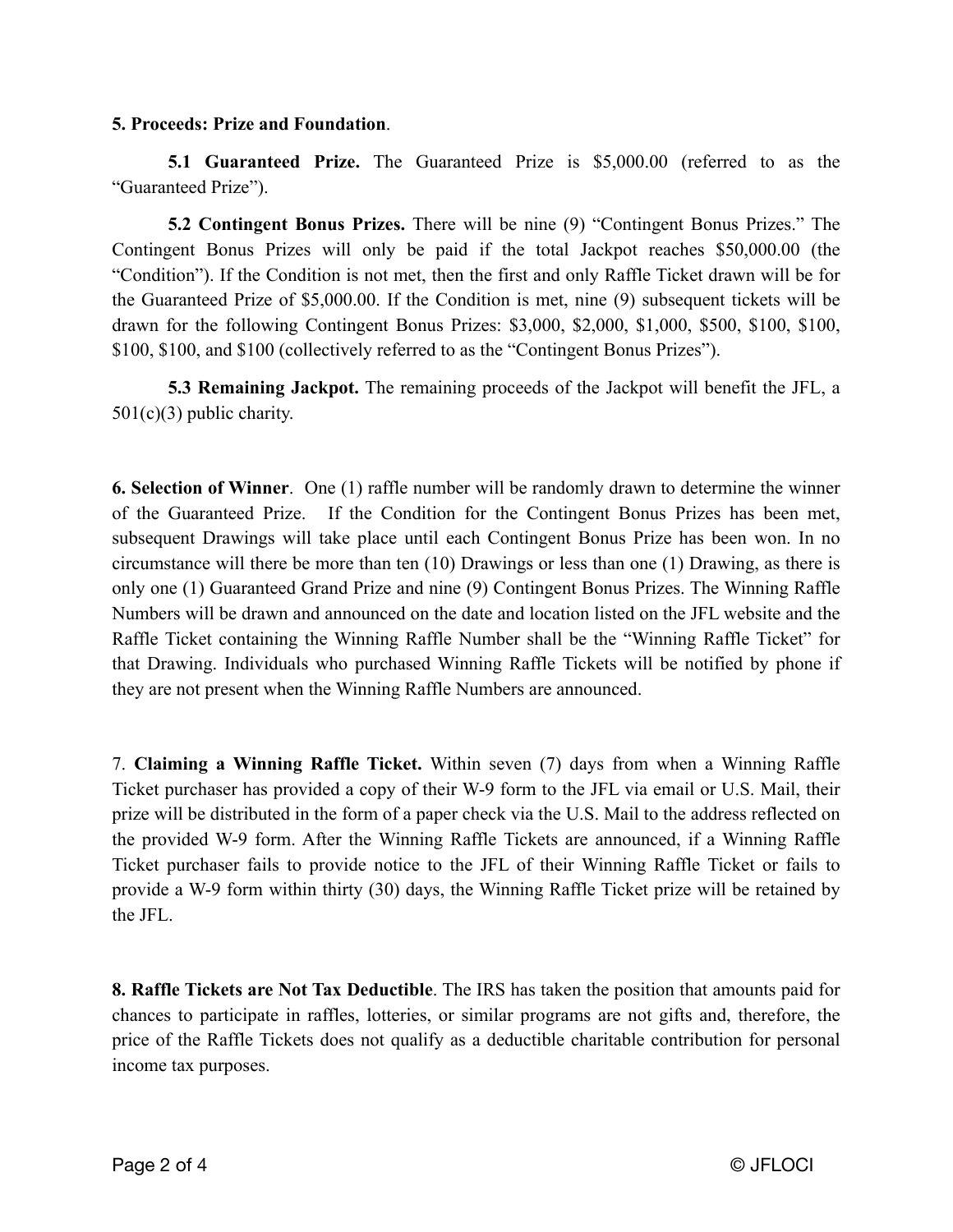**5. Proceeds: Prize and Foundation**.

**5.1 Guaranteed Prize.** The Guaranteed Prize is $5,000.00 (referred to as the "Guaranteed Prize").

**5.2 Contingent Bonus Prizes.** There will be nine (9) "Contingent Bonus Prizes." The Contingent Bonus Prizes will only be paid if the total Jackpot reaches $50,000.00 (the "Condition"). If the Condition is not met, then the first and only Raffle Ticket drawn will be for the Guaranteed Prize of $5,000.00. If the Condition is met, nine (9) subsequent tickets will be drawn for the following Contingent Bonus Prizes: $3,000, $2,000, $1,000, $500, $100, $100, $100, $100, and $100 (collectively referred to as the "Contingent Bonus Prizes").

**5.3 Remaining Jackpot.** The remaining proceeds of the Jackpot will benefit the JFL, a 501(c)(3) public charity.

**6. Selection of Winner**. One (1) raffle number will be randomly drawn to determine the winner of the Guaranteed Prize. If the Condition for the Contingent Bonus Prizes has been met, subsequent Drawings will take place until each Contingent Bonus Prize has been won. In no circumstance will there be more than ten (10) Drawings or less than one (1) Drawing, as there is only one (1) Guaranteed Grand Prize and nine (9) Contingent Bonus Prizes. The Winning Raffle Numbers will be drawn and announced on the date and location listed on the JFL website and the Raffle Ticket containing the Winning Raffle Number shall be the "Winning Raffle Ticket" for that Drawing. Individuals who purchased Winning Raffle Tickets will be notified by phone if they are not present when the Winning Raffle Numbers are announced.

7. **Claiming a Winning Raffle Ticket.** Within seven (7) days from when a Winning Raffle Ticket purchaser has provided a copy of their W-9 form to the JFL via email or U.S. Mail, their prize will be distributed in the form of a paper check via the U.S. Mail to the address reflected on the provided W-9 form. After the Winning Raffle Tickets are announced, if a Winning Raffle Ticket purchaser fails to provide notice to the JFL of their Winning Raffle Ticket or fails to provide a W-9 form within thirty (30) days, the Winning Raffle Ticket prize will be retained by the JFL.

**8. Raffle Tickets are Not Tax Deductible**. The IRS has taken the position that amounts paid for chances to participate in raffles, lotteries, or similar programs are not gifts and, therefore, the price of the Raffle Tickets does not qualify as a deductible charitable contribution for personal income tax purposes.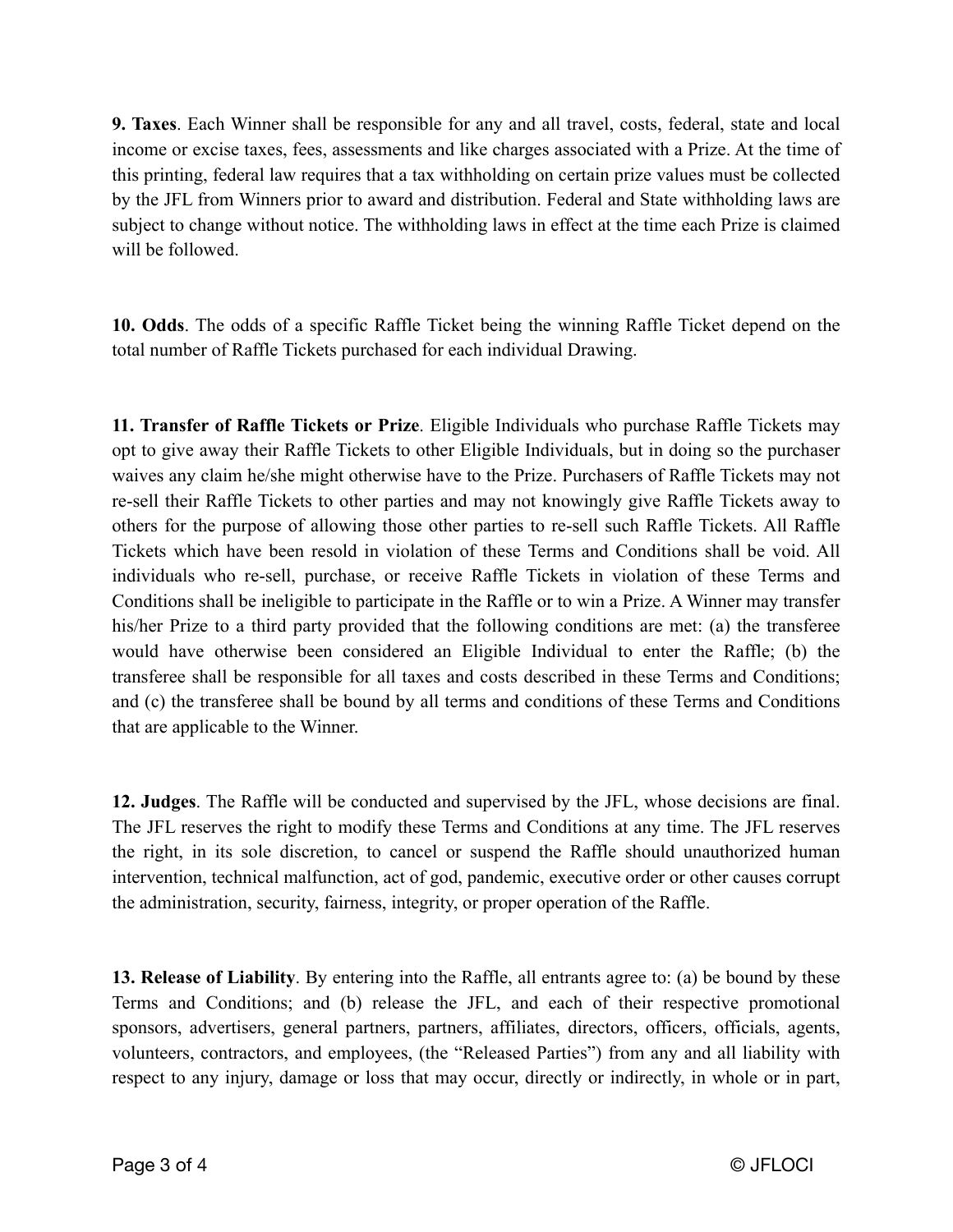**9. Taxes**. Each Winner shall be responsible for any and all travel, costs, federal, state and local income or excise taxes, fees, assessments and like charges associated with a Prize. At the time of this printing, federal law requires that a tax withholding on certain prize values must be collected by the JFL from Winners prior to award and distribution. Federal and State withholding laws are subject to change without notice. The withholding laws in effect at the time each Prize is claimed will be followed.

**10. Odds**. The odds of a specific Raffle Ticket being the winning Raffle Ticket depend on the total number of Raffle Tickets purchased for each individual Drawing.

**11. Transfer of Raffle Tickets or Prize**. Eligible Individuals who purchase Raffle Tickets may opt to give away their Raffle Tickets to other Eligible Individuals, but in doing so the purchaser waives any claim he/she might otherwise have to the Prize. Purchasers of Raffle Tickets may not re-sell their Raffle Tickets to other parties and may not knowingly give Raffle Tickets away to others for the purpose of allowing those other parties to re-sell such Raffle Tickets. All Raffle Tickets which have been resold in violation of these Terms and Conditions shall be void. All individuals who re-sell, purchase, or receive Raffle Tickets in violation of these Terms and Conditions shall be ineligible to participate in the Raffle or to win a Prize. A Winner may transfer his/her Prize to a third party provided that the following conditions are met: (a) the transferee would have otherwise been considered an Eligible Individual to enter the Raffle; (b) the transferee shall be responsible for all taxes and costs described in these Terms and Conditions; and (c) the transferee shall be bound by all terms and conditions of these Terms and Conditions that are applicable to the Winner.

**12. Judges**. The Raffle will be conducted and supervised by the JFL, whose decisions are final. The JFL reserves the right to modify these Terms and Conditions at any time. The JFL reserves the right, in its sole discretion, to cancel or suspend the Raffle should unauthorized human intervention, technical malfunction, act of god, pandemic, executive order or other causes corrupt the administration, security, fairness, integrity, or proper operation of the Raffle.

**13. Release of Liability**. By entering into the Raffle, all entrants agree to: (a) be bound by these Terms and Conditions; and (b) release the JFL, and each of their respective promotional sponsors, advertisers, general partners, partners, affiliates, directors, officers, officials, agents, volunteers, contractors, and employees, (the "Released Parties") from any and all liability with respect to any injury, damage or loss that may occur, directly or indirectly, in whole or in part,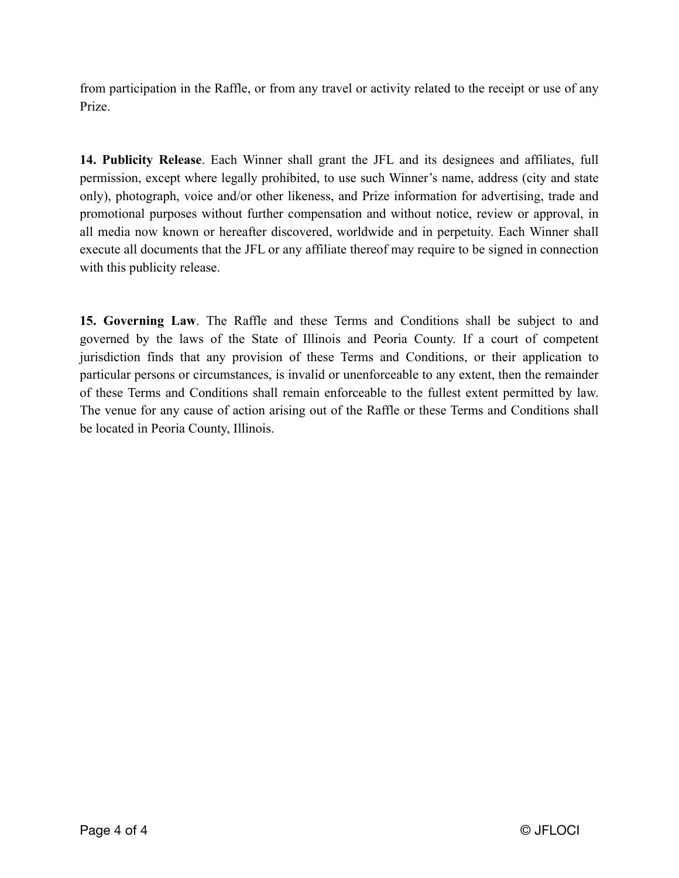from participation in the Raffle, or from any travel or activity related to the receipt or use of any Prize.

**14. Publicity Release**. Each Winner shall grant the JFL and its designees and affiliates, full permission, except where legally prohibited, to use such Winner's name, address (city and state only), photograph, voice and/or other likeness, and Prize information for advertising, trade and promotional purposes without further compensation and without notice, review or approval, in all media now known or hereafter discovered, worldwide and in perpetuity. Each Winner shall execute all documents that the JFL or any affiliate thereof may require to be signed in connection with this publicity release.

**15. Governing Law**. The Raffle and these Terms and Conditions shall be subject to and governed by the laws of the State of Illinois and Peoria County. If a court of competent jurisdiction finds that any provision of these Terms and Conditions, or their application to particular persons or circumstances, is invalid or unenforceable to any extent, then the remainder of these Terms and Conditions shall remain enforceable to the fullest extent permitted by law. The venue for any cause of action arising out of the Raffle or these Terms and Conditions shall be located in Peoria County, Illinois.